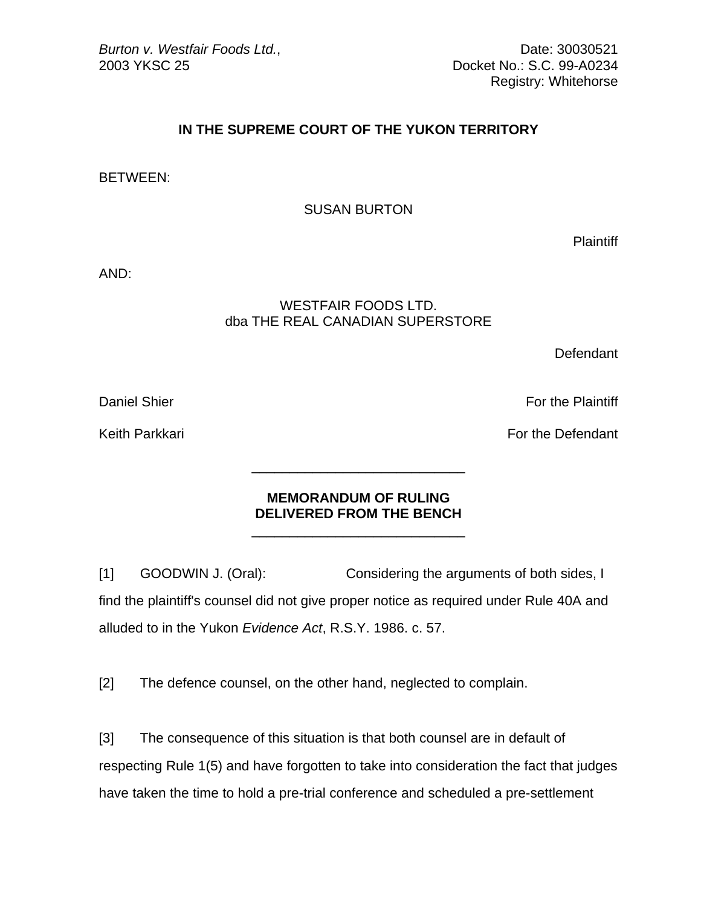*Burton v. Westfair Foods Ltd.*, 2003 YKSC 25

Date: 30030521
Docket No.: S.C. 99-A0234
Registry: Whitehorse

**IN THE SUPREME COURT OF THE YUKON TERRITORY**

BETWEEN:

SUSAN BURTON

Plaintiff

AND:

WESTFAIR FOODS LTD.
dba THE REAL CANADIAN SUPERSTORE

Defendant

Daniel Shier — For the Plaintiff

Keith Parkkari — For the Defendant

---

**MEMORANDUM OF RULING**
**DELIVERED FROM THE BENCH**

---

[1] GOODWIN J. (Oral): Considering the arguments of both sides, I find the plaintiff's counsel did not give proper notice as required under Rule 40A and alluded to in the Yukon *Evidence Act*, R.S.Y. 1986. c. 57.

[2] The defence counsel, on the other hand, neglected to complain.

[3] The consequence of this situation is that both counsel are in default of respecting Rule 1(5) and have forgotten to take into consideration the fact that judges have taken the time to hold a pre-trial conference and scheduled a pre-settlement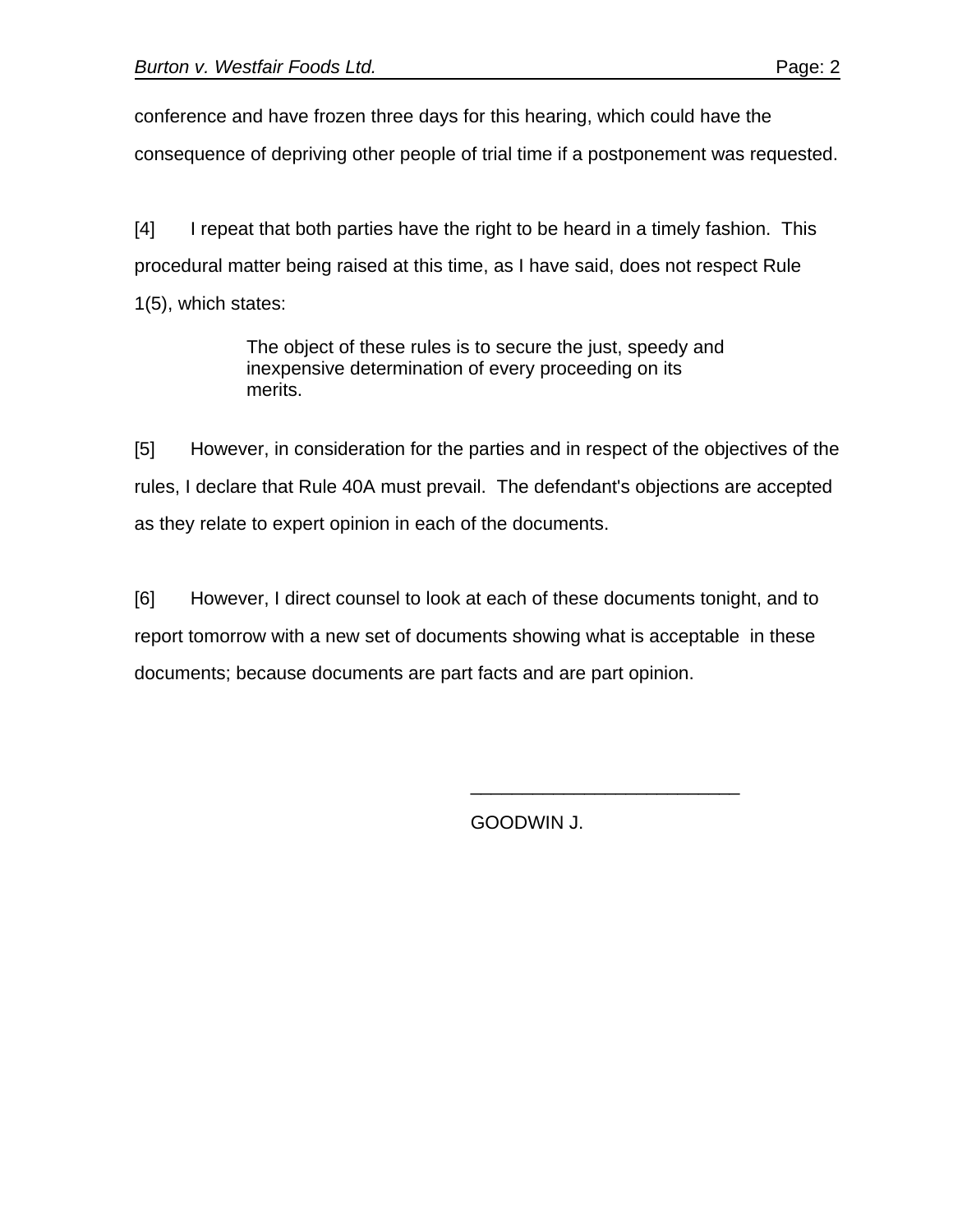conference and have frozen three days for this hearing, which could have the consequence of depriving other people of trial time if a postponement was requested.

[4] I repeat that both parties have the right to be heard in a timely fashion. This procedural matter being raised at this time, as I have said, does not respect Rule 1(5), which states:

> The object of these rules is to secure the just, speedy and inexpensive determination of every proceeding on its merits.

[5] However, in consideration for the parties and in respect of the objectives of the rules, I declare that Rule 40A must prevail. The defendant's objections are accepted as they relate to expert opinion in each of the documents.

[6] However, I direct counsel to look at each of these documents tonight, and to report tomorrow with a new set of documents showing what is acceptable in these documents; because documents are part facts and are part opinion.

\_\_\_\_\_\_\_\_\_\_\_\_\_\_\_\_\_\_\_\_\_\_\_\_\_\_\_

GOODWIN J.